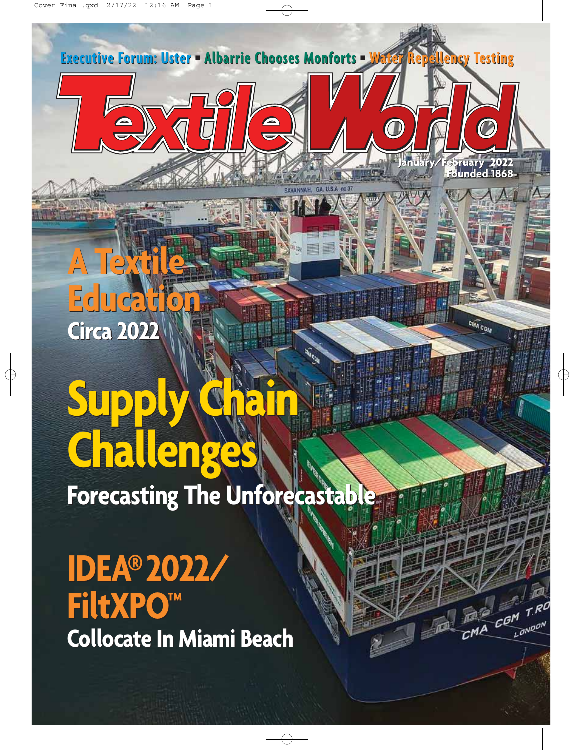Executive Forum: Uster ▪ Albarrie Chooses Monforts ▪ Water Repellency Testing

# Textile World

January/February 2022
Founded 1868

## A Textile Education
### Circa 2022

## Supply Chain Challenges
### Forecasting The Unforecastable

## IDEA® 2022/ FiltXPO™
### Collocate In Miami Beach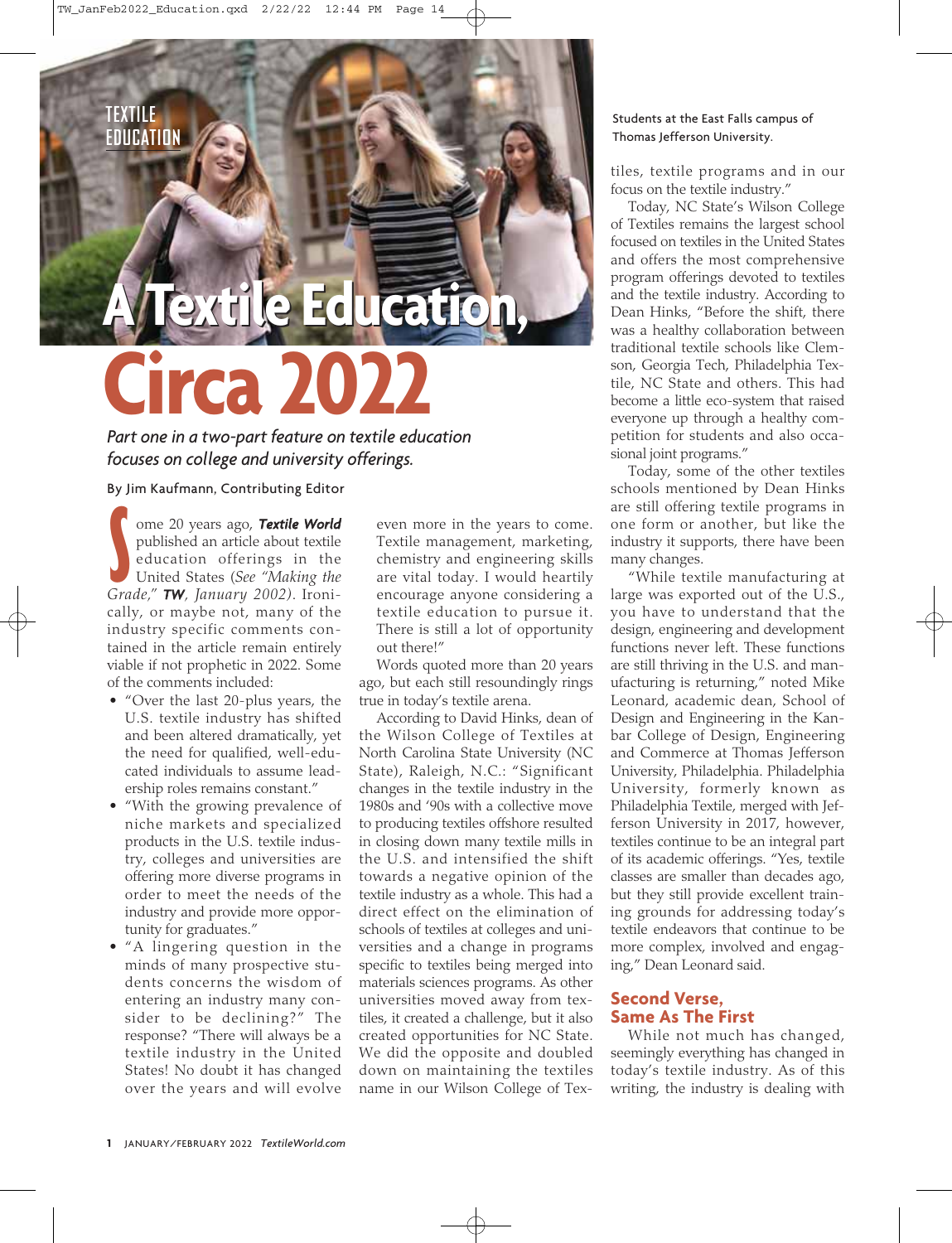TEXTILE EDUCATION

# A Textile Education, Circa 2022

*Part one in a two-part feature on textile education focuses on college and university offerings.*

By Jim Kaufmann, Contributing Editor

Some 20 years ago, ***Textile World*** published an article about textile education offerings in the United States (*See "Making the Grade,"* ***TW****, January 2002*). Ironically, or maybe not, many of the industry specific comments contained in the article remain entirely viable if not prophetic in 2022. Some of the comments included:

- "Over the last 20-plus years, the U.S. textile industry has shifted and been altered dramatically, yet the need for qualified, well-educated individuals to assume leadership roles remains constant."
- "With the growing prevalence of niche markets and specialized products in the U.S. textile industry, colleges and universities are offering more diverse programs in order to meet the needs of the industry and provide more opportunity for graduates."
- "A lingering question in the minds of many prospective students concerns the wisdom of entering an industry many consider to be declining?" The response? "There will always be a textile industry in the United States! No doubt it has changed over the years and will evolve even more in the years to come. Textile management, marketing, chemistry and engineering skills are vital today. I would heartily encourage anyone considering a textile education to pursue it. There is still a lot of opportunity out there!"

Words quoted more than 20 years ago, but each still resoundingly rings true in today's textile arena.

According to David Hinks, dean of the Wilson College of Textiles at North Carolina State University (NC State), Raleigh, N.C.: "Significant changes in the textile industry in the 1980s and '90s with a collective move to producing textiles offshore resulted in closing down many textile mills in the U.S. and intensified the shift towards a negative opinion of the textile industry as a whole. This had a direct effect on the elimination of schools of textiles at colleges and universities and a change in programs specific to textiles being merged into materials sciences programs. As other universities moved away from textiles, it created a challenge, but it also created opportunities for NC State. We did the opposite and doubled down on maintaining the textiles name in our Wilson College of Textiles, textile programs and in our focus on the textile industry."

Students at the East Falls campus of Thomas Jefferson University.

Today, NC State's Wilson College of Textiles remains the largest school focused on textiles in the United States and offers the most comprehensive program offerings devoted to textiles and the textile industry. According to Dean Hinks, "Before the shift, there was a healthy collaboration between traditional textile schools like Clemson, Georgia Tech, Philadelphia Textile, NC State and others. This had become a little eco-system that raised everyone up through a healthy competition for students and also occasional joint programs."

Today, some of the other textiles schools mentioned by Dean Hinks are still offering textile programs in one form or another, but like the industry it supports, there have been many changes.

"While textile manufacturing at large was exported out of the U.S., you have to understand that the design, engineering and development functions never left. These functions are still thriving in the U.S. and manufacturing is returning," noted Mike Leonard, academic dean, School of Design and Engineering in the Kanbar College of Design, Engineering and Commerce at Thomas Jefferson University, Philadelphia. Philadelphia University, formerly known as Philadelphia Textile, merged with Jefferson University in 2017, however, textiles continue to be an integral part of its academic offerings. "Yes, textile classes are smaller than decades ago, but they still provide excellent training grounds for addressing today's textile endeavors that continue to be more complex, involved and engaging," Dean Leonard said.

## Second Verse, Same As The First

While not much has changed, seemingly everything has changed in today's textile industry. As of this writing, the industry is dealing with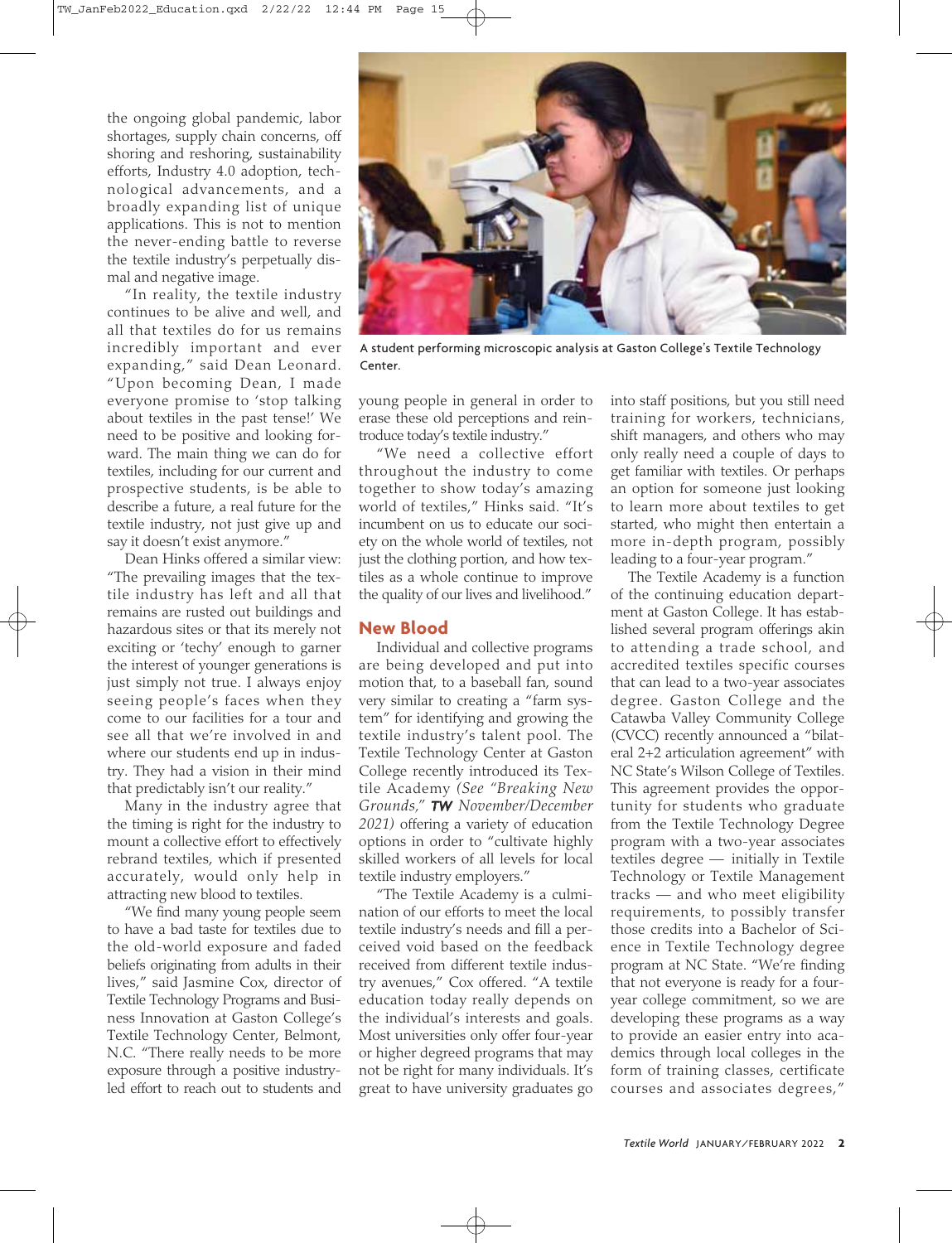the ongoing global pandemic, labor shortages, supply chain concerns, off shoring and reshoring, sustainability efforts, Industry 4.0 adoption, technological advancements, and a broadly expanding list of unique applications. This is not to mention the never-ending battle to reverse the textile industry's perpetually dismal and negative image.

"In reality, the textile industry continues to be alive and well, and all that textiles do for us remains incredibly important and ever expanding," said Dean Leonard. "Upon becoming Dean, I made everyone promise to 'stop talking about textiles in the past tense!' We need to be positive and looking forward. The main thing we can do for textiles, including for our current and prospective students, is be able to describe a future, a real future for the textile industry, not just give up and say it doesn't exist anymore."

Dean Hinks offered a similar view: "The prevailing images that the textile industry has left and all that remains are rusted out buildings and hazardous sites or that its merely not exciting or 'techy' enough to garner the interest of younger generations is just simply not true. I always enjoy seeing people's faces when they come to our facilities for a tour and see all that we're involved in and where our students end up in industry. They had a vision in their mind that predictably isn't our reality."

Many in the industry agree that the timing is right for the industry to mount a collective effort to effectively rebrand textiles, which if presented accurately, would only help in attracting new blood to textiles.

"We find many young people seem to have a bad taste for textiles due to the old-world exposure and faded beliefs originating from adults in their lives," said Jasmine Cox, director of Textile Technology Programs and Business Innovation at Gaston College's Textile Technology Center, Belmont, N.C. "There really needs to be more exposure through a positive industry-led effort to reach out to students and young people in general in order to erase these old perceptions and reintroduce today's textile industry."

A student performing microscopic analysis at Gaston College's Textile Technology Center.

"We need a collective effort throughout the industry to come together to show today's amazing world of textiles," Hinks said. "It's incumbent on us to educate our society on the whole world of textiles, not just the clothing portion, and how textiles as a whole continue to improve the quality of our lives and livelihood."

## New Blood

Individual and collective programs are being developed and put into motion that, to a baseball fan, sound very similar to creating a "farm system" for identifying and growing the textile industry's talent pool. The Textile Technology Center at Gaston College recently introduced its Textile Academy *(See "Breaking New Grounds," **TW** November/December 2021)* offering a variety of education options in order to "cultivate highly skilled workers of all levels for local textile industry employers."

"The Textile Academy is a culmination of our efforts to meet the local textile industry's needs and fill a perceived void based on the feedback received from different textile industry avenues," Cox offered. "A textile education today really depends on the individual's interests and goals. Most universities only offer four-year or higher degreed programs that may not be right for many individuals. It's great to have university graduates go into staff positions, but you still need training for workers, technicians, shift managers, and others who may only really need a couple of days to get familiar with textiles. Or perhaps an option for someone just looking to learn more about textiles to get started, who might then entertain a more in-depth program, possibly leading to a four-year program."

The Textile Academy is a function of the continuing education department at Gaston College. It has established several program offerings akin to attending a trade school, and accredited textiles specific courses that can lead to a two-year associates degree. Gaston College and the Catawba Valley Community College (CVCC) recently announced a "bilateral 2+2 articulation agreement" with NC State's Wilson College of Textiles. This agreement provides the opportunity for students who graduate from the Textile Technology Degree program with a two-year associates textiles degree — initially in Textile Technology or Textile Management tracks — and who meet eligibility requirements, to possibly transfer those credits into a Bachelor of Science in Textile Technology degree program at NC State. "We're finding that not everyone is ready for a four-year college commitment, so we are developing these programs as a way to provide an easier entry into academics through local colleges in the form of training classes, certificate courses and associates degrees,"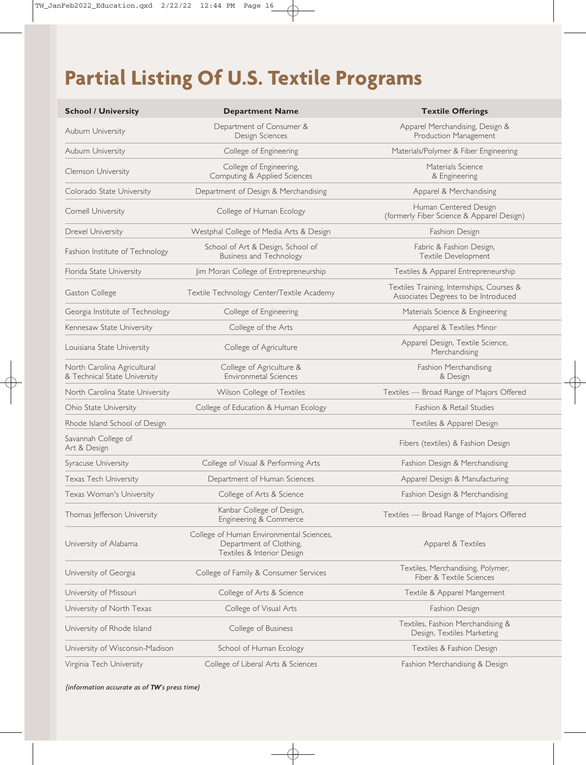# Partial Listing Of U.S. Textile Programs

| School / University | Department Name | Textile Offerings |
|---|---|---|
| Auburn University | Department of Consumer & Design Sciences | Apparel Merchandising, Design & Production Management |
| Auburn University | College of Engineering | Materials/Polymer & Fiber Engineering |
| Clemson University | College of Engineering, Computing & Applied Sciences | Materials Science & Engineering |
| Colorado State University | Department of Design & Merchandising | Apparel & Merchandising |
| Cornell University | College of Human Ecology | Human Centered Design (formerly Fiber Science & Apparel Design) |
| Drexel University | Westphal College of Media Arts & Design | Fashion Design |
| Fashion Institute of Technology | School of Art & Design, School of Business and Technology | Fabric & Fashion Design, Textile Development |
| Florida State University | Jim Moran College of Entrepreneurship | Textiles & Apparel Entrepreneurship |
| Gaston College | Textile Technology Center/Textile Academy | Textiles Training, Internships, Courses & Associates Degrees to be Introduced |
| Georgia Institute of Technology | College of Engineering | Materials Science & Engineering |
| Kennesaw State University | College of the Arts | Apparel & Textiles Minor |
| Louisiana State University | College of Agriculture | Apparel Design, Textile Science, Merchandising |
| North Carolina Agricultural & Technical State University | College of Agriculture & Environmetal Sciences | Fashion Merchandising & Design |
| North Carolina State University | Wilson College of Textiles | Textiles — Broad Range of Majors Offered |
| Ohio State University | College of Education & Human Ecology | Fashion & Retail Studies |
| Rhode Island School of Design | | Textiles & Apparel Design |
| Savannah College of Art & Design | | Fibers (textiles) & Fashion Design |
| Syracuse University | College of Visual & Performing Arts | Fashion Design & Merchandising |
| Texas Tech University | Department of Human Sciences | Apparel Design & Manufacturing |
| Texas Woman's University | College of Arts & Science | Fashion Design & Merchandising |
| Thomas Jefferson University | Kanbar College of Design, Engineering & Commerce | Textiles — Broad Range of Majors Offered |
| University of Alabama | College of Human Environmental Sciences, Department of Clothing, Textiles & Interior Design | Apparel & Textiles |
| University of Georgia | College of Family & Consumer Services | Textiles, Merchandising, Polymer, Fiber & Textile Sciences |
| University of Missouri | College of Arts & Science | Textile & Apparel Mangement |
| University of North Texas | College of Visual Arts | Fashion Design |
| University of Rhode Island | College of Business | Textiles, Fashion Merchandising & Design, Textiles Marketing |
| University of Wisconsin-Madison | School of Human Ecology | Textiles & Fashion Design |
| Virginia Tech University | College of Liberal Arts & Sciences | Fashion Merchandising & Design |

*(information accurate as of **TW**'s press time)*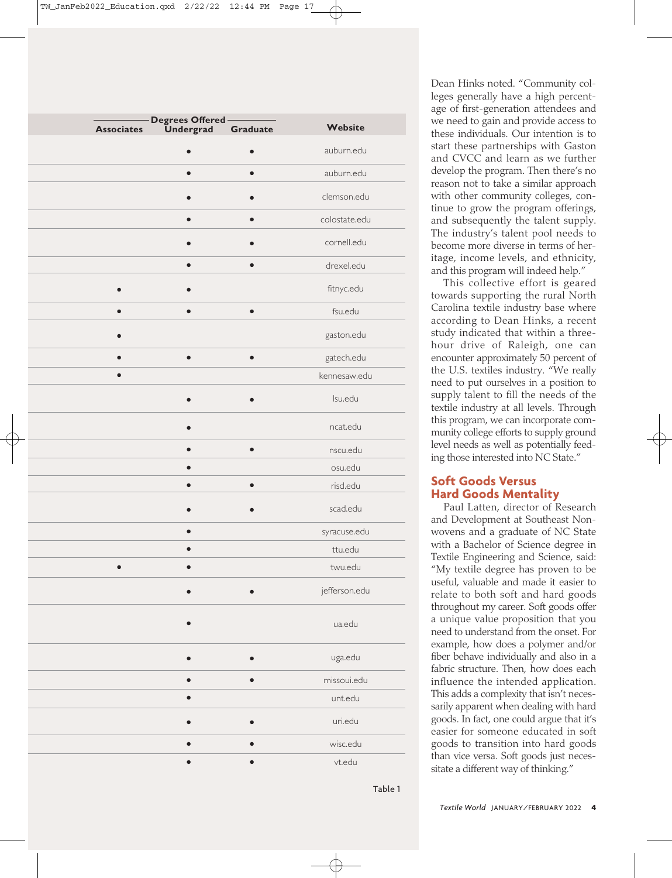| Degrees Offered | | | Website |
|---|---|---|---|
| Associates | Undergrad | Graduate | |
| | • | • | auburn.edu |
| | • | • | auburn.edu |
| | • | • | clemson.edu |
| | • | • | colostate.edu |
| | • | • | cornell.edu |
| | • | • | drexel.edu |
| • | • | | fitnyc.edu |
| • | • | • | fsu.edu |
| • | | | gaston.edu |
| • | • | • | gatech.edu |
| • | | | kennesaw.edu |
| | • | • | lsu.edu |
| | • | | ncat.edu |
| | • | • | nscu.edu |
| | • | | osu.edu |
| | • | • | risd.edu |
| | • | • | scad.edu |
| | • | | syracuse.edu |
| | • | | ttu.edu |
| • | • | | twu.edu |
| | • | • | jefferson.edu |
| | • | | ua.edu |
| | • | • | uga.edu |
| | • | • | missoui.edu |
| | • | | unt.edu |
| | • | • | uri.edu |
| | • | • | wisc.edu |
| | • | • | vt.edu |

Table 1

Dean Hinks noted. "Community colleges generally have a high percentage of first-generation attendees and we need to gain and provide access to these individuals. Our intention is to start these partnerships with Gaston and CVCC and learn as we further develop the program. Then there's no reason not to take a similar approach with other community colleges, continue to grow the program offerings, and subsequently the talent supply. The industry's talent pool needs to become more diverse in terms of heritage, income levels, and ethnicity, and this program will indeed help."

This collective effort is geared towards supporting the rural North Carolina textile industry base where according to Dean Hinks, a recent study indicated that within a three-hour drive of Raleigh, one can encounter approximately 50 percent of the U.S. textiles industry. "We really need to put ourselves in a position to supply talent to fill the needs of the textile industry at all levels. Through this program, we can incorporate community college efforts to supply ground level needs as well as potentially feeding those interested into NC State."

## Soft Goods Versus Hard Goods Mentality

Paul Latten, director of Research and Development at Southeast Nonwovens and a graduate of NC State with a Bachelor of Science degree in Textile Engineering and Science, said: "My textile degree has proven to be useful, valuable and made it easier to relate to both soft and hard goods throughout my career. Soft goods offer a unique value proposition that you need to understand from the onset. For example, how does a polymer and/or fiber behave individually and also in a fabric structure. Then, how does each influence the intended application. This adds a complexity that isn't necessarily apparent when dealing with hard goods. In fact, one could argue that it's easier for someone educated in soft goods to transition into hard goods than vice versa. Soft goods just necessitate a different way of thinking."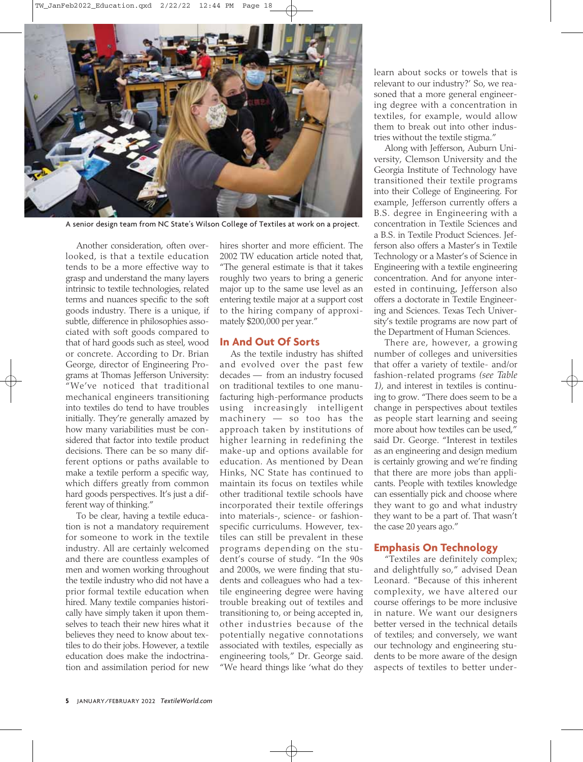A senior design team from NC State's Wilson College of Textiles at work on a project.

Another consideration, often overlooked, is that a textile education tends to be a more effective way to grasp and understand the many layers intrinsic to textile technologies, related terms and nuances specific to the soft goods industry. There is a unique, if subtle, difference in philosophies associated with soft goods compared to that of hard goods such as steel, wood or concrete. According to Dr. Brian George, director of Engineering Programs at Thomas Jefferson University: "We've noticed that traditional mechanical engineers transitioning into textiles do tend to have troubles initially. They're generally amazed by how many variabilities must be considered that factor into textile product decisions. There can be so many different options or paths available to make a textile perform a specific way, which differs greatly from common hard goods perspectives. It's just a different way of thinking."

To be clear, having a textile education is not a mandatory requirement for someone to work in the textile industry. All are certainly welcomed and there are countless examples of men and women working throughout the textile industry who did not have a prior formal textile education when hired. Many textile companies historically have simply taken it upon themselves to teach their new hires what it believes they need to know about textiles to do their jobs. However, a textile education does make the indoctrination and assimilation period for new hires shorter and more efficient. The 2002 TW education article noted that, "The general estimate is that it takes roughly two years to bring a generic major up to the same use level as an entering textile major at a support cost to the hiring company of approximately $200,000 per year."

## In And Out Of Sorts

As the textile industry has shifted and evolved over the past few decades — from an industry focused on traditional textiles to one manufacturing high-performance products using increasingly intelligent machinery — so too has the approach taken by institutions of higher learning in redefining the make-up and options available for education. As mentioned by Dean Hinks, NC State has continued to maintain its focus on textiles while other traditional textile schools have incorporated their textile offerings into materials-, science- or fashion-specific curriculums. However, textiles can still be prevalent in these programs depending on the student's course of study. "In the 90s and 2000s, we were finding that students and colleagues who had a textile engineering degree were having trouble breaking out of textiles and transitioning to, or being accepted in, other industries because of the potentially negative connotations associated with textiles, especially as engineering tools," Dr. George said. "We heard things like 'what do they learn about socks or towels that is relevant to our industry?' So, we reasoned that a more general engineering degree with a concentration in textiles, for example, would allow them to break out into other industries without the textile stigma."

Along with Jefferson, Auburn University, Clemson University and the Georgia Institute of Technology have transitioned their textile programs into their College of Engineering. For example, Jefferson currently offers a B.S. degree in Engineering with a concentration in Textile Sciences and a B.S. in Textile Product Sciences. Jefferson also offers a Master's in Textile Technology or a Master's of Science in Engineering with a textile engineering concentration. And for anyone interested in continuing, Jefferson also offers a doctorate in Textile Engineering and Sciences. Texas Tech University's textile programs are now part of the Department of Human Sciences.

There are, however, a growing number of colleges and universities that offer a variety of textile- and/or fashion-related programs *(see Table 1)*, and interest in textiles is continuing to grow. "There does seem to be a change in perspectives about textiles as people start learning and seeing more about how textiles can be used," said Dr. George. "Interest in textiles as an engineering and design medium is certainly growing and we're finding that there are more jobs than applicants. People with textiles knowledge can essentially pick and choose where they want to go and what industry they want to be a part of. That wasn't the case 20 years ago."

## Emphasis On Technology

"Textiles are definitely complex; and delightfully so," advised Dean Leonard. "Because of this inherent complexity, we have altered our course offerings to be more inclusive in nature. We want our designers better versed in the technical details of textiles; and conversely, we want our technology and engineering students to be more aware of the design aspects of textiles to better under-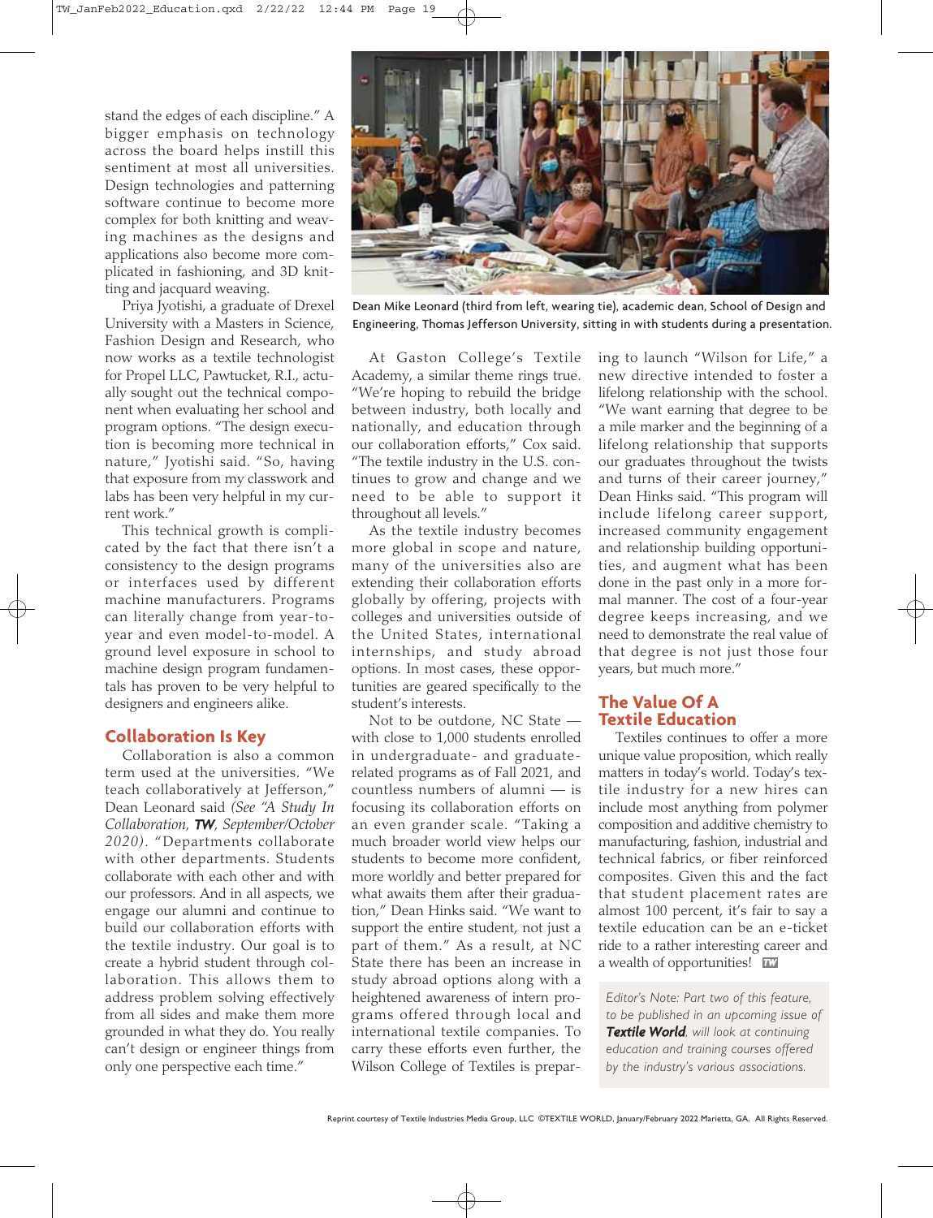stand the edges of each discipline." A bigger emphasis on technology across the board helps instill this sentiment at most all universities. Design technologies and patterning software continue to become more complex for both knitting and weaving machines as the designs and applications also become more complicated in fashioning, and 3D knitting and jacquard weaving.

Priya Jyotishi, a graduate of Drexel University with a Masters in Science, Fashion Design and Research, who now works as a textile technologist for Propel LLC, Pawtucket, R.I., actually sought out the technical component when evaluating her school and program options. "The design execution is becoming more technical in nature," Jyotishi said. "So, having that exposure from my classwork and labs has been very helpful in my current work."

This technical growth is complicated by the fact that there isn't a consistency to the design programs or interfaces used by different machine manufacturers. Programs can literally change from year-to-year and even model-to-model. A ground level exposure in school to machine design program fundamentals has proven to be very helpful to designers and engineers alike.

## Collaboration Is Key

Collaboration is also a common term used at the universities. "We teach collaboratively at Jefferson," Dean Leonard said *(See "A Study In Collaboration,* ***TW****, September/October 2020).* "Departments collaborate with other departments. Students collaborate with each other and with our professors. And in all aspects, we engage our alumni and continue to build our collaboration efforts with the textile industry. Our goal is to create a hybrid student through collaboration. This allows them to address problem solving effectively from all sides and make them more grounded in what they do. You really can't design or engineer things from only one perspective each time."

Dean Mike Leonard (third from left, wearing tie), academic dean, School of Design and Engineering, Thomas Jefferson University, sitting in with students during a presentation.

At Gaston College's Textile Academy, a similar theme rings true. "We're hoping to rebuild the bridge between industry, both locally and nationally, and education through our collaboration efforts," Cox said. "The textile industry in the U.S. continues to grow and change and we need to be able to support it throughout all levels."

As the textile industry becomes more global in scope and nature, many of the universities also are extending their collaboration efforts globally by offering, projects with colleges and universities outside of the United States, international internships, and study abroad options. In most cases, these opportunities are geared specifically to the student's interests.

Not to be outdone, NC State — with close to 1,000 students enrolled in undergraduate- and graduate-related programs as of Fall 2021, and countless numbers of alumni — is focusing its collaboration efforts on an even grander scale. "Taking a much broader world view helps our students to become more confident, more worldly and better prepared for what awaits them after their graduation," Dean Hinks said. "We want to support the entire student, not just a part of them." As a result, at NC State there has been an increase in study abroad options along with a heightened awareness of intern programs offered through local and international textile companies. To carry these efforts even further, the Wilson College of Textiles is preparing to launch "Wilson for Life," a new directive intended to foster a lifelong relationship with the school. "We want earning that degree to be a mile marker and the beginning of a lifelong relationship that supports our graduates throughout the twists and turns of their career journey," Dean Hinks said. "This program will include lifelong career support, increased community engagement and relationship building opportunities, and augment what has been done in the past only in a more formal manner. The cost of a four-year degree keeps increasing, and we need to demonstrate the real value of that degree is not just those four years, but much more."

## The Value Of A Textile Education

Textiles continues to offer a more unique value proposition, which really matters in today's world. Today's textile industry for a new hires can include most anything from polymer composition and additive chemistry to manufacturing, fashion, industrial and technical fabrics, or fiber reinforced composites. Given this and the fact that student placement rates are almost 100 percent, it's fair to say a textile education can be an e-ticket ride to a rather interesting career and a wealth of opportunities!

*Editor's Note: Part two of this feature, to be published in an upcoming issue of* ***Textile World****, will look at continuing education and training courses offered by the industry's various associations.*

Reprint courtesy of Textile Industries Media Group, LLC ©TEXTILE WORLD, January/February 2022 Marietta, GA. All Rights Reserved.